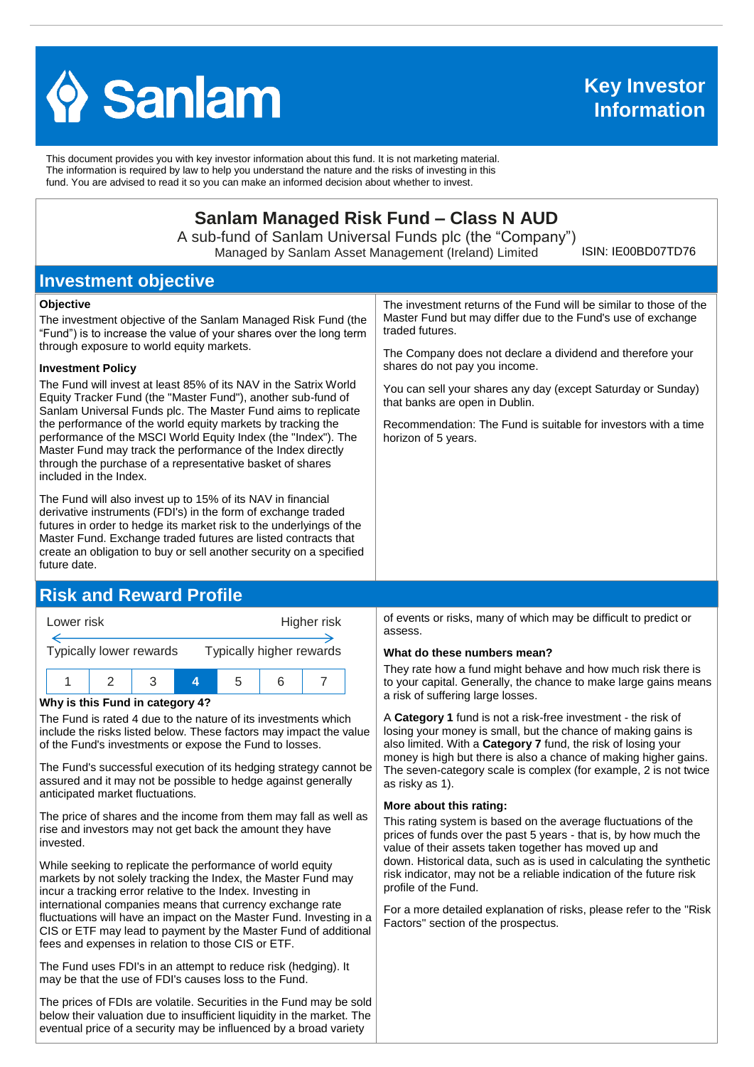# Sanlam

**Key Investor Information**

This document provides you with key investor information about this fund. It is not marketing material. The information is required by law to help you understand the nature and the risks of investing in this fund. You are advised to read it so you can make an informed decision about whether to invest.

## Sanlam Managed Risk Fund – Class N AUD

A sub-fund of Sanlam Universal Funds plc (the "Company")

Managed by Sanlam Asset Management (Ireland) Limited

ISIN: IE00BD07TD76

## Investment objective

### Objective

The investment objective of the Sanlam Managed Risk Fund (the "Fund") is to increase the value of your shares over the long term through exposure to world equity markets.

### Investment Policy

The Fund will invest at least 85% of its NAV in the Satrix World Equity Tracker Fund (the "Master Fund"), another sub-fund of Sanlam Universal Funds plc. The Master Fund aims to replicate the performance of the world equity markets by tracking the performance of the MSCI World Equity Index (the "Index"). The Master Fund may track the performance of the Index directly through the purchase of a representative basket of shares included in the Index.

The Fund will also invest up to 15% of its NAV in financial derivative instruments (FDI's) in the form of exchange traded futures in order to hedge its market risk to the underlyings of the Master Fund. Exchange traded futures are listed contracts that create an obligation to buy or sell another security on a specified future date.

The investment returns of the Fund will be similar to those of the Master Fund but may differ due to the Fund's use of exchange traded futures.

The Company does not declare a dividend and therefore your shares do not pay you income.

You can sell your shares any day (except Saturday or Sunday) that banks are open in Dublin.

Recommendation: The Fund is suitable for investors with a time horizon of 5 years.

## Risk and Reward Profile

Lower risk — Higher risk

Typically lower rewards — Typically higher rewards

| 1 | 2 | 3 | **4** | 5 | 6 | 7 |
|---|---|---|---|---|---|---|

### Why is this Fund in category 4?

The Fund is rated 4 due to the nature of its investments which include the risks listed below. These factors may impact the value of the Fund's investments or expose the Fund to losses.

The Fund's successful execution of its hedging strategy cannot be assured and it may not be possible to hedge against generally anticipated market fluctuations.

The price of shares and the income from them may fall as well as rise and investors may not get back the amount they have invested.

While seeking to replicate the performance of world equity markets by not solely tracking the Index, the Master Fund may incur a tracking error relative to the Index. Investing in international companies means that currency exchange rate fluctuations will have an impact on the Master Fund. Investing in a CIS or ETF may lead to payment by the Master Fund of additional fees and expenses in relation to those CIS or ETF.

The Fund uses FDI's in an attempt to reduce risk (hedging). It may be that the use of FDI's causes loss to the Fund.

The prices of FDIs are volatile. Securities in the Fund may be sold below their valuation due to insufficient liquidity in the market. The eventual price of a security may be influenced by a broad variety of events or risks, many of which may be difficult to predict or assess.

### What do these numbers mean?

They rate how a fund might behave and how much risk there is to your capital. Generally, the chance to make large gains means a risk of suffering large losses.

A **Category 1** fund is not a risk-free investment - the risk of losing your money is small, but the chance of making gains is also limited. With a **Category 7** fund, the risk of losing your money is high but there is also a chance of making higher gains. The seven-category scale is complex (for example, 2 is not twice as risky as 1).

### More about this rating:

This rating system is based on the average fluctuations of the prices of funds over the past 5 years - that is, by how much the value of their assets taken together has moved up and down. Historical data, such as is used in calculating the synthetic risk indicator, may not be a reliable indication of the future risk profile of the Fund.

For a more detailed explanation of risks, please refer to the "Risk Factors" section of the prospectus.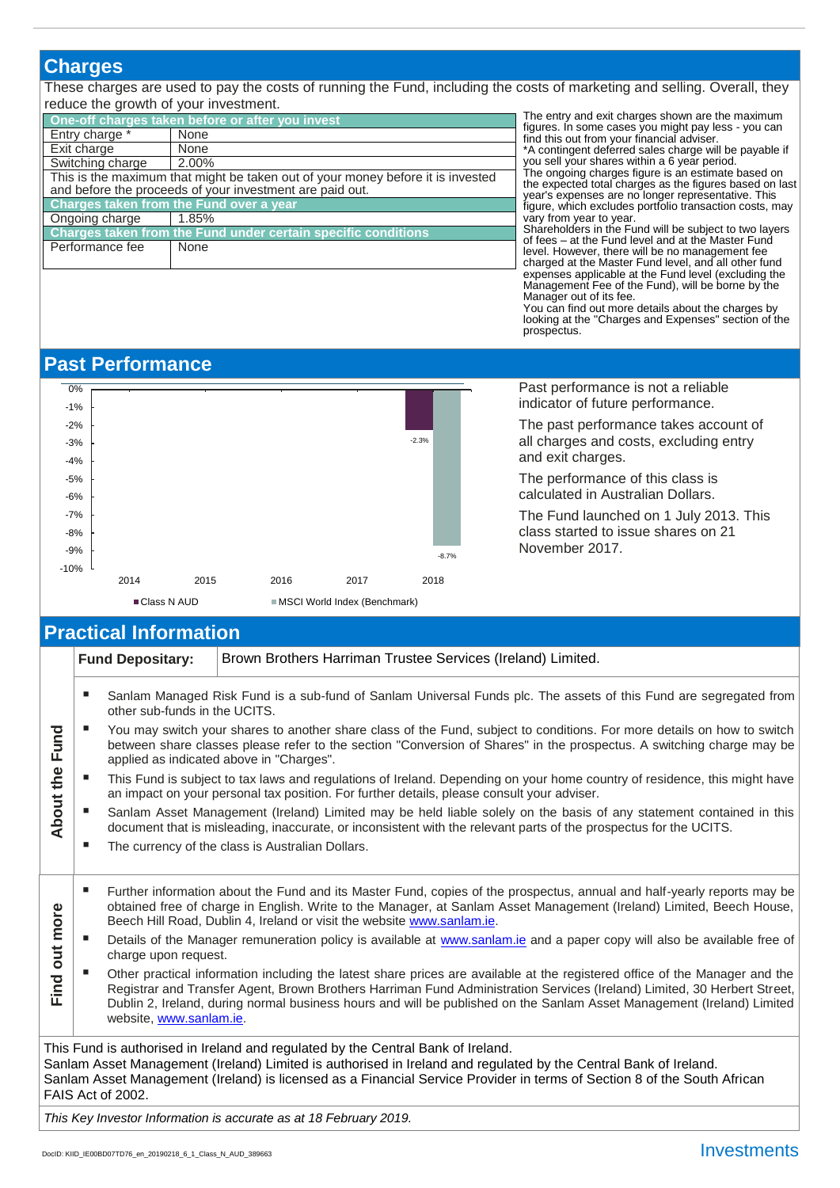## Charges

These charges are used to pay the costs of running the Fund, including the costs of marketing and selling. Overall, they reduce the growth of your investment.

| One-off charges taken before or after you invest | |
|---|---|
| Entry charge * | None |
| Exit charge | None |
| Switching charge | 2.00% |
| This is the maximum that might be taken out of your money before it is invested and before the proceeds of your investment are paid out. | |
| **Charges taken from the Fund over a year** | |
| Ongoing charge | 1.85% |
| **Charges taken from the Fund under certain specific conditions** | |
| Performance fee | None |

The entry and exit charges shown are the maximum figures. In some cases you might pay less - you can find this out from your financial adviser.
*A contingent deferred sales charge will be payable if you sell your shares within a 6 year period.
The ongoing charges figure is an estimate based on the expected total charges as the figures based on last year's expenses are no longer representative. This figure, which excludes portfolio transaction costs, may vary from year to year.
Shareholders in the Fund will be subject to two layers of fees – at the Fund level and at the Master Fund level. However, there will be no management fee charged at the Master Fund level, and all other fund expenses applicable at the Fund level (excluding the Management Fee of the Fund), will be borne by the Manager out of its fee.
You can find out more details about the charges by looking at the "Charges and Expenses" section of the prospectus.

## Past Performance

0%
-1%
-2%
-3%
-4%
-5%
-6%
-7%
-8%
-9%
-10%
2014
2015
2016
2017
2018
-2.3%
-8.7%
Class N AUD
MSCI World Index (Benchmark)

Past performance is not a reliable indicator of future performance.

The past performance takes account of all charges and costs, excluding entry and exit charges.

The performance of this class is calculated in Australian Dollars.

The Fund launched on 1 July 2013. This class started to issue shares on 21 November 2017.

## Practical Information

**Fund Depositary:** Brown Brothers Harriman Trustee Services (Ireland) Limited.

### About the Fund

- Sanlam Managed Risk Fund is a sub-fund of Sanlam Universal Funds plc. The assets of this Fund are segregated from other sub-funds in the UCITS.
- You may switch your shares to another share class of the Fund, subject to conditions. For more details on how to switch between share classes please refer to the section "Conversion of Shares" in the prospectus. A switching charge may be applied as indicated above in "Charges".
- This Fund is subject to tax laws and regulations of Ireland. Depending on your home country of residence, this might have an impact on your personal tax position. For further details, please consult your adviser.
- Sanlam Asset Management (Ireland) Limited may be held liable solely on the basis of any statement contained in this document that is misleading, inaccurate, or inconsistent with the relevant parts of the prospectus for the UCITS.
- The currency of the class is Australian Dollars.

### Find out more

- Further information about the Fund and its Master Fund, copies of the prospectus, annual and half-yearly reports may be obtained free of charge in English. Write to the Manager, at Sanlam Asset Management (Ireland) Limited, Beech House, Beech Hill Road, Dublin 4, Ireland or visit the website www.sanlam.ie.
- Details of the Manager remuneration policy is available at www.sanlam.ie and a paper copy will also be available free of charge upon request.
- Other practical information including the latest share prices are available at the registered office of the Manager and the Registrar and Transfer Agent, Brown Brothers Harriman Fund Administration Services (Ireland) Limited, 30 Herbert Street, Dublin 2, Ireland, during normal business hours and will be published on the Sanlam Asset Management (Ireland) Limited website, www.sanlam.ie.

This Fund is authorised in Ireland and regulated by the Central Bank of Ireland.
Sanlam Asset Management (Ireland) Limited is authorised in Ireland and regulated by the Central Bank of Ireland.
Sanlam Asset Management (Ireland) is licensed as a Financial Service Provider in terms of Section 8 of the South African FAIS Act of 2002.

*This Key Investor Information is accurate as at 18 February 2019.*

DocID: KIID_IE00BD07TD76_en_20190218_6_1_Class_N_AUD_389663

Investments